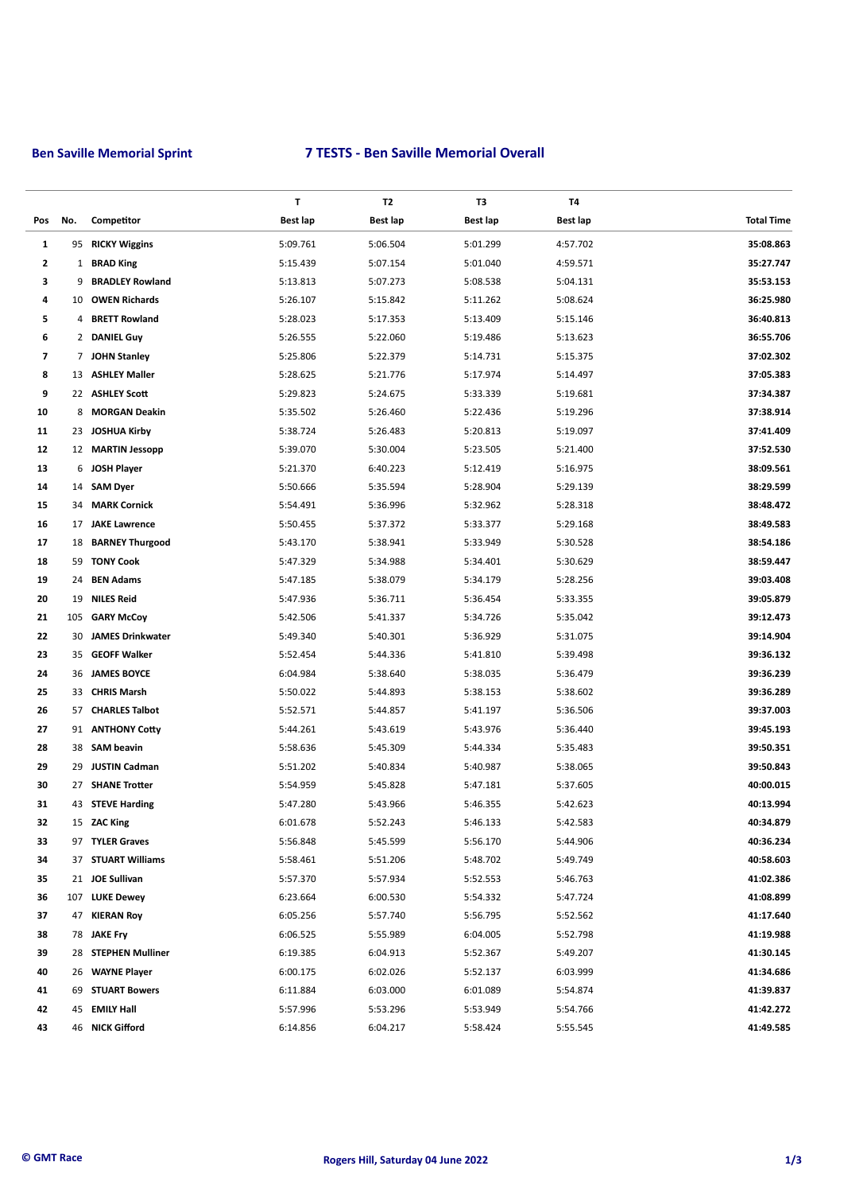**Ben Saville Memorial Sprint** **7 TESTS - Ben Saville Memorial Overall**

| Pos | No. | Competitor | T<br>Best lap | T2<br>Best lap | T3<br>Best lap | T4<br>Best lap | Total Time |
|---|---|---|---|---|---|---|---|
| 1 | 95 | RICKY Wiggins | 5:09.761 | 5:06.504 | 5:01.299 | 4:57.702 | 35:08.863 |
| 2 | 1 | BRAD King | 5:15.439 | 5:07.154 | 5:01.040 | 4:59.571 | 35:27.747 |
| 3 | 9 | BRADLEY Rowland | 5:13.813 | 5:07.273 | 5:08.538 | 5:04.131 | 35:53.153 |
| 4 | 10 | OWEN Richards | 5:26.107 | 5:15.842 | 5:11.262 | 5:08.624 | 36:25.980 |
| 5 | 4 | BRETT Rowland | 5:28.023 | 5:17.353 | 5:13.409 | 5:15.146 | 36:40.813 |
| 6 | 2 | DANIEL Guy | 5:26.555 | 5:22.060 | 5:19.486 | 5:13.623 | 36:55.706 |
| 7 | 7 | JOHN Stanley | 5:25.806 | 5:22.379 | 5:14.731 | 5:15.375 | 37:02.302 |
| 8 | 13 | ASHLEY Maller | 5:28.625 | 5:21.776 | 5:17.974 | 5:14.497 | 37:05.383 |
| 9 | 22 | ASHLEY Scott | 5:29.823 | 5:24.675 | 5:33.339 | 5:19.681 | 37:34.387 |
| 10 | 8 | MORGAN Deakin | 5:35.502 | 5:26.460 | 5:22.436 | 5:19.296 | 37:38.914 |
| 11 | 23 | JOSHUA Kirby | 5:38.724 | 5:26.483 | 5:20.813 | 5:19.097 | 37:41.409 |
| 12 | 12 | MARTIN Jessopp | 5:39.070 | 5:30.004 | 5:23.505 | 5:21.400 | 37:52.530 |
| 13 | 6 | JOSH Player | 5:21.370 | 6:40.223 | 5:12.419 | 5:16.975 | 38:09.561 |
| 14 | 14 | SAM Dyer | 5:50.666 | 5:35.594 | 5:28.904 | 5:29.139 | 38:29.599 |
| 15 | 34 | MARK Cornick | 5:54.491 | 5:36.996 | 5:32.962 | 5:28.318 | 38:48.472 |
| 16 | 17 | JAKE Lawrence | 5:50.455 | 5:37.372 | 5:33.377 | 5:29.168 | 38:49.583 |
| 17 | 18 | BARNEY Thurgood | 5:43.170 | 5:38.941 | 5:33.949 | 5:30.528 | 38:54.186 |
| 18 | 59 | TONY Cook | 5:47.329 | 5:34.988 | 5:34.401 | 5:30.629 | 38:59.447 |
| 19 | 24 | BEN Adams | 5:47.185 | 5:38.079 | 5:34.179 | 5:28.256 | 39:03.408 |
| 20 | 19 | NILES Reid | 5:47.936 | 5:36.711 | 5:36.454 | 5:33.355 | 39:05.879 |
| 21 | 105 | GARY McCoy | 5:42.506 | 5:41.337 | 5:34.726 | 5:35.042 | 39:12.473 |
| 22 | 30 | JAMES Drinkwater | 5:49.340 | 5:40.301 | 5:36.929 | 5:31.075 | 39:14.904 |
| 23 | 35 | GEOFF Walker | 5:52.454 | 5:44.336 | 5:41.810 | 5:39.498 | 39:36.132 |
| 24 | 36 | JAMES BOYCE | 6:04.984 | 5:38.640 | 5:38.035 | 5:36.479 | 39:36.239 |
| 25 | 33 | CHRIS Marsh | 5:50.022 | 5:44.893 | 5:38.153 | 5:38.602 | 39:36.289 |
| 26 | 57 | CHARLES Talbot | 5:52.571 | 5:44.857 | 5:41.197 | 5:36.506 | 39:37.003 |
| 27 | 91 | ANTHONY Cotty | 5:44.261 | 5:43.619 | 5:43.976 | 5:36.440 | 39:45.193 |
| 28 | 38 | SAM beavin | 5:58.636 | 5:45.309 | 5:44.334 | 5:35.483 | 39:50.351 |
| 29 | 29 | JUSTIN Cadman | 5:51.202 | 5:40.834 | 5:40.987 | 5:38.065 | 39:50.843 |
| 30 | 27 | SHANE Trotter | 5:54.959 | 5:45.828 | 5:47.181 | 5:37.605 | 40:00.015 |
| 31 | 43 | STEVE Harding | 5:47.280 | 5:43.966 | 5:46.355 | 5:42.623 | 40:13.994 |
| 32 | 15 | ZAC King | 6:01.678 | 5:52.243 | 5:46.133 | 5:42.583 | 40:34.879 |
| 33 | 97 | TYLER Graves | 5:56.848 | 5:45.599 | 5:56.170 | 5:44.906 | 40:36.234 |
| 34 | 37 | STUART Williams | 5:58.461 | 5:51.206 | 5:48.702 | 5:49.749 | 40:58.603 |
| 35 | 21 | JOE Sullivan | 5:57.370 | 5:57.934 | 5:52.553 | 5:46.763 | 41:02.386 |
| 36 | 107 | LUKE Dewey | 6:23.664 | 6:00.530 | 5:54.332 | 5:47.724 | 41:08.899 |
| 37 | 47 | KIERAN Roy | 6:05.256 | 5:57.740 | 5:56.795 | 5:52.562 | 41:17.640 |
| 38 | 78 | JAKE Fry | 6:06.525 | 5:55.989 | 6:04.005 | 5:52.798 | 41:19.988 |
| 39 | 28 | STEPHEN Mulliner | 6:19.385 | 6:04.913 | 5:52.367 | 5:49.207 | 41:30.145 |
| 40 | 26 | WAYNE Player | 6:00.175 | 6:02.026 | 5:52.137 | 6:03.999 | 41:34.686 |
| 41 | 69 | STUART Bowers | 6:11.884 | 6:03.000 | 6:01.089 | 5:54.874 | 41:39.837 |
| 42 | 45 | EMILY Hall | 5:57.996 | 5:53.296 | 5:53.949 | 5:54.766 | 41:42.272 |
| 43 | 46 | NICK Gifford | 6:14.856 | 6:04.217 | 5:58.424 | 5:55.545 | 41:49.585 |

© GMT Race Rogers Hill, Saturday 04 June 2022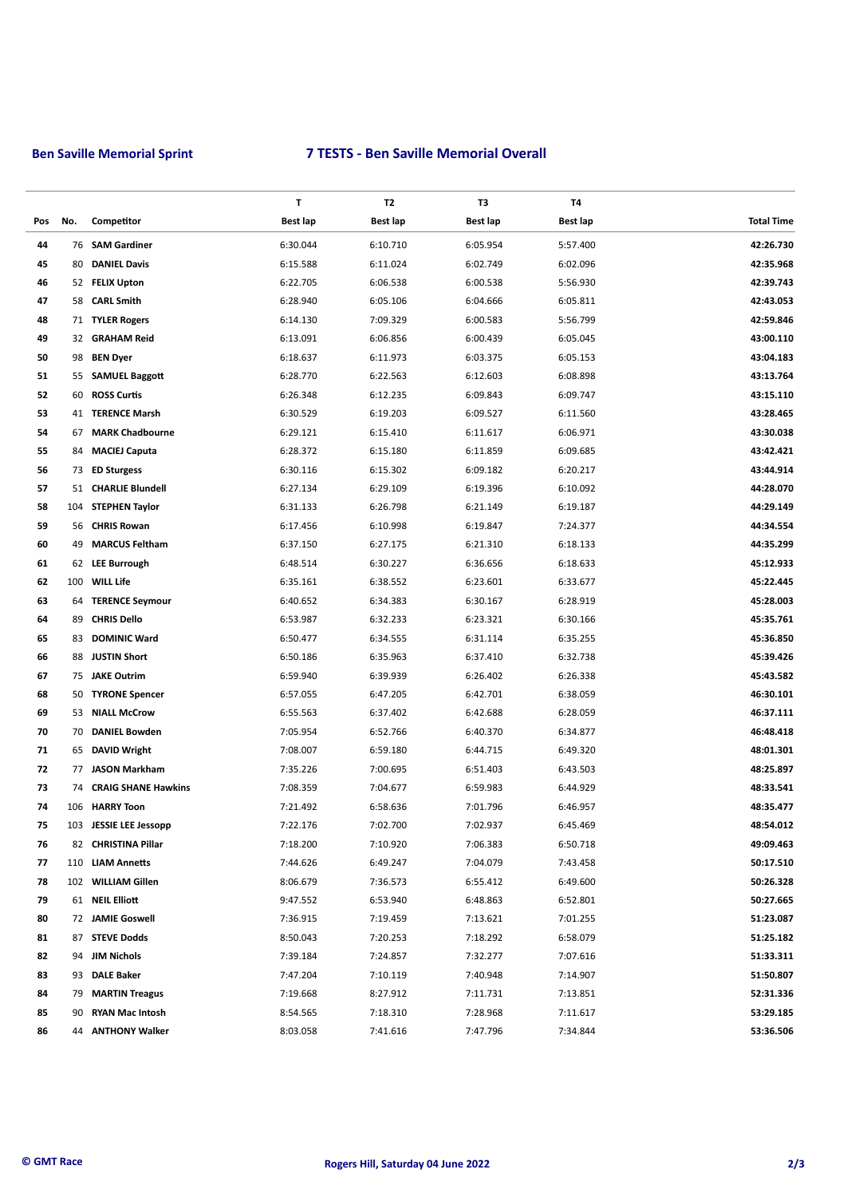**Ben Saville Memorial Sprint** | **7 TESTS - Ben Saville Memorial Overall**

| Pos | No. | Competitor | T<br>Best lap | T2<br>Best lap | T3<br>Best lap | T4<br>Best lap | Total Time |
|---|---|---|---|---|---|---|---|
| 44 | 76 | **SAM Gardiner** | 6:30.044 | 6:10.710 | 6:05.954 | 5:57.400 | **42:26.730** |
| 45 | 80 | **DANIEL Davis** | 6:15.588 | 6:11.024 | 6:02.749 | 6:02.096 | **42:35.968** |
| 46 | 52 | **FELIX Upton** | 6:22.705 | 6:06.538 | 6:00.538 | 5:56.930 | **42:39.743** |
| 47 | 58 | **CARL Smith** | 6:28.940 | 6:05.106 | 6:04.666 | 6:05.811 | **42:43.053** |
| 48 | 71 | **TYLER Rogers** | 6:14.130 | 7:09.329 | 6:00.583 | 5:56.799 | **42:59.846** |
| 49 | 32 | **GRAHAM Reid** | 6:13.091 | 6:06.856 | 6:00.439 | 6:05.045 | **43:00.110** |
| 50 | 98 | **BEN Dyer** | 6:18.637 | 6:11.973 | 6:03.375 | 6:05.153 | **43:04.183** |
| 51 | 55 | **SAMUEL Baggott** | 6:28.770 | 6:22.563 | 6:12.603 | 6:08.898 | **43:13.764** |
| 52 | 60 | **ROSS Curtis** | 6:26.348 | 6:12.235 | 6:09.843 | 6:09.747 | **43:15.110** |
| 53 | 41 | **TERENCE Marsh** | 6:30.529 | 6:19.203 | 6:09.527 | 6:11.560 | **43:28.465** |
| 54 | 67 | **MARK Chadbourne** | 6:29.121 | 6:15.410 | 6:11.617 | 6:06.971 | **43:30.038** |
| 55 | 84 | **MACIEJ Caputa** | 6:28.372 | 6:15.180 | 6:11.859 | 6:09.685 | **43:42.421** |
| 56 | 73 | **ED Sturgess** | 6:30.116 | 6:15.302 | 6:09.182 | 6:20.217 | **43:44.914** |
| 57 | 51 | **CHARLIE Blundell** | 6:27.134 | 6:29.109 | 6:19.396 | 6:10.092 | **44:28.070** |
| 58 | 104 | **STEPHEN Taylor** | 6:31.133 | 6:26.798 | 6:21.149 | 6:19.187 | **44:29.149** |
| 59 | 56 | **CHRIS Rowan** | 6:17.456 | 6:10.998 | 6:19.847 | 7:24.377 | **44:34.554** |
| 60 | 49 | **MARCUS Feltham** | 6:37.150 | 6:27.175 | 6:21.310 | 6:18.133 | **44:35.299** |
| 61 | 62 | **LEE Burrough** | 6:48.514 | 6:30.227 | 6:36.656 | 6:18.633 | **45:12.933** |
| 62 | 100 | **WILL Life** | 6:35.161 | 6:38.552 | 6:23.601 | 6:33.677 | **45:22.445** |
| 63 | 64 | **TERENCE Seymour** | 6:40.652 | 6:34.383 | 6:30.167 | 6:28.919 | **45:28.003** |
| 64 | 89 | **CHRIS Dello** | 6:53.987 | 6:32.233 | 6:23.321 | 6:30.166 | **45:35.761** |
| 65 | 83 | **DOMINIC Ward** | 6:50.477 | 6:34.555 | 6:31.114 | 6:35.255 | **45:36.850** |
| 66 | 88 | **JUSTIN Short** | 6:50.186 | 6:35.963 | 6:37.410 | 6:32.738 | **45:39.426** |
| 67 | 75 | **JAKE Outrim** | 6:59.940 | 6:39.939 | 6:26.402 | 6:26.338 | **45:43.582** |
| 68 | 50 | **TYRONE Spencer** | 6:57.055 | 6:47.205 | 6:42.701 | 6:38.059 | **46:30.101** |
| 69 | 53 | **NIALL McCrow** | 6:55.563 | 6:37.402 | 6:42.688 | 6:28.059 | **46:37.111** |
| 70 | 70 | **DANIEL Bowden** | 7:05.954 | 6:52.766 | 6:40.370 | 6:34.877 | **46:48.418** |
| 71 | 65 | **DAVID Wright** | 7:08.007 | 6:59.180 | 6:44.715 | 6:49.320 | **48:01.301** |
| 72 | 77 | **JASON Markham** | 7:35.226 | 7:00.695 | 6:51.403 | 6:43.503 | **48:25.897** |
| 73 | 74 | **CRAIG SHANE Hawkins** | 7:08.359 | 7:04.677 | 6:59.983 | 6:44.929 | **48:33.541** |
| 74 | 106 | **HARRY Toon** | 7:21.492 | 6:58.636 | 7:01.796 | 6:46.957 | **48:35.477** |
| 75 | 103 | **JESSIE LEE Jessopp** | 7:22.176 | 7:02.700 | 7:02.937 | 6:45.469 | **48:54.012** |
| 76 | 82 | **CHRISTINA Pillar** | 7:18.200 | 7:10.920 | 7:06.383 | 6:50.718 | **49:09.463** |
| 77 | 110 | **LIAM Annetts** | 7:44.626 | 6:49.247 | 7:04.079 | 7:43.458 | **50:17.510** |
| 78 | 102 | **WILLIAM Gillen** | 8:06.679 | 7:36.573 | 6:55.412 | 6:49.600 | **50:26.328** |
| 79 | 61 | **NEIL Elliott** | 9:47.552 | 6:53.940 | 6:48.863 | 6:52.801 | **50:27.665** |
| 80 | 72 | **JAMIE Goswell** | 7:36.915 | 7:19.459 | 7:13.621 | 7:01.255 | **51:23.087** |
| 81 | 87 | **STEVE Dodds** | 8:50.043 | 7:20.253 | 7:18.292 | 6:58.079 | **51:25.182** |
| 82 | 94 | **JIM Nichols** | 7:39.184 | 7:24.857 | 7:32.277 | 7:07.616 | **51:33.311** |
| 83 | 93 | **DALE Baker** | 7:47.204 | 7:10.119 | 7:40.948 | 7:14.907 | **51:50.807** |
| 84 | 79 | **MARTIN Treagus** | 7:19.668 | 8:27.912 | 7:11.731 | 7:13.851 | **52:31.336** |
| 85 | 90 | **RYAN Mac Intosh** | 8:54.565 | 7:18.310 | 7:28.968 | 7:11.617 | **53:29.185** |
| 86 | 44 | **ANTHONY Walker** | 8:03.058 | 7:41.616 | 7:47.796 | 7:34.844 | **53:36.506** |

© GMT Race | **Rogers Hill, Saturday 04 June 2022**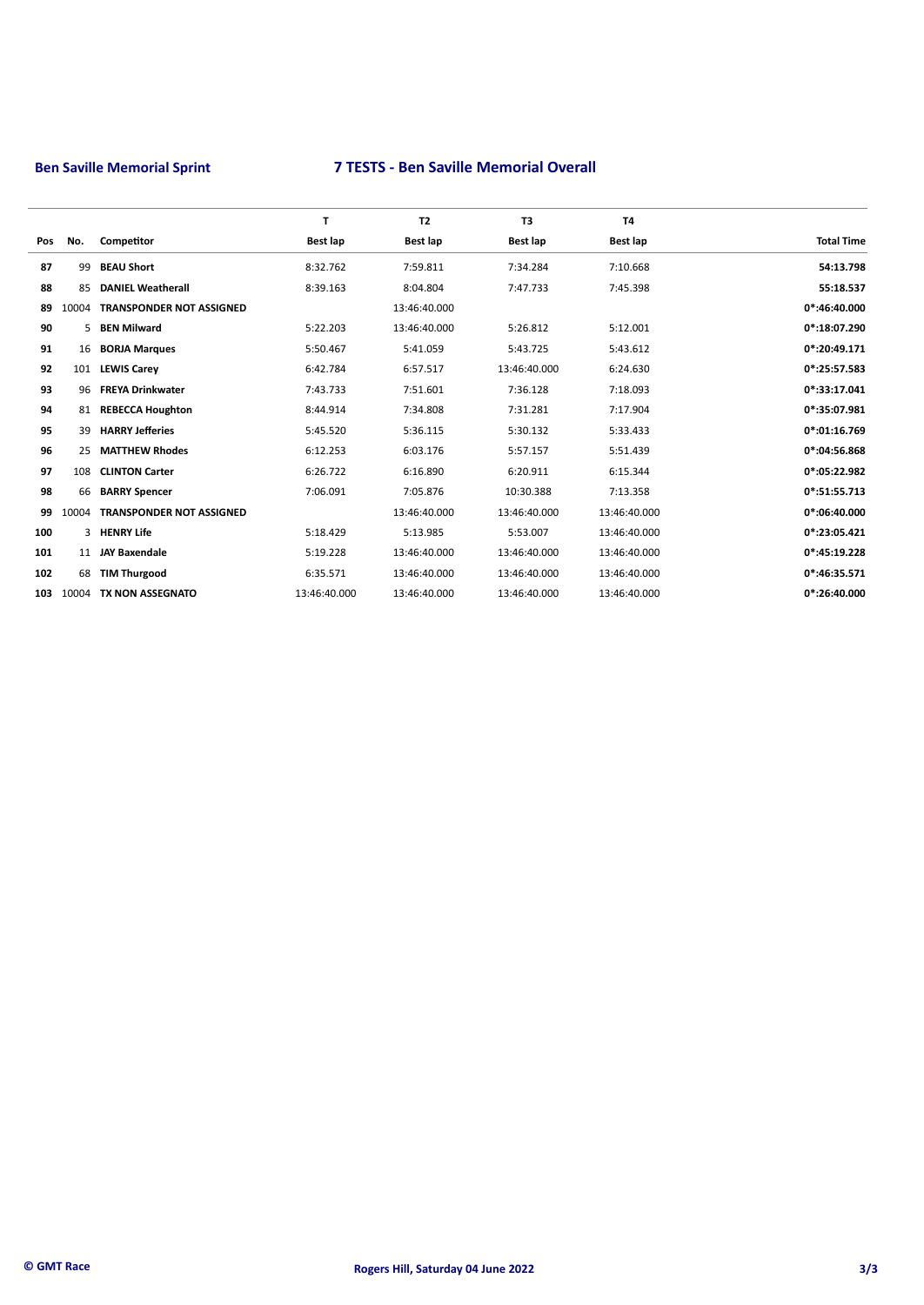**Ben Saville Memorial Sprint**

## 7 TESTS - Ben Saville Memorial Overall

| | | | T | T2 | T3 | T4 | |
|---|---|---|---|---|---|---|---|
| **Pos** | **No.** | **Competitor** | **Best lap** | **Best lap** | **Best lap** | **Best lap** | **Total Time** |
| **87** | 99 | **BEAU Short** | 8:32.762 | 7:59.811 | 7:34.284 | 7:10.668 | **54:13.798** |
| **88** | 85 | **DANIEL Weatherall** | 8:39.163 | 8:04.804 | 7:47.733 | 7:45.398 | **55:18.537** |
| **89** | 10004 | **TRANSPONDER NOT ASSIGNED** | | 13:46:40.000 | | | **0*:46:40.000** |
| **90** | 5 | **BEN Milward** | 5:22.203 | 13:46:40.000 | 5:26.812 | 5:12.001 | **0*:18:07.290** |
| **91** | 16 | **BORJA Marques** | 5:50.467 | 5:41.059 | 5:43.725 | 5:43.612 | **0*:20:49.171** |
| **92** | 101 | **LEWIS Carey** | 6:42.784 | 6:57.517 | 13:46:40.000 | 6:24.630 | **0*:25:57.583** |
| **93** | 96 | **FREYA Drinkwater** | 7:43.733 | 7:51.601 | 7:36.128 | 7:18.093 | **0*:33:17.041** |
| **94** | 81 | **REBECCA Houghton** | 8:44.914 | 7:34.808 | 7:31.281 | 7:17.904 | **0*:35:07.981** |
| **95** | 39 | **HARRY Jefferies** | 5:45.520 | 5:36.115 | 5:30.132 | 5:33.433 | **0*:01:16.769** |
| **96** | 25 | **MATTHEW Rhodes** | 6:12.253 | 6:03.176 | 5:57.157 | 5:51.439 | **0*:04:56.868** |
| **97** | 108 | **CLINTON Carter** | 6:26.722 | 6:16.890 | 6:20.911 | 6:15.344 | **0*:05:22.982** |
| **98** | 66 | **BARRY Spencer** | 7:06.091 | 7:05.876 | 10:30.388 | 7:13.358 | **0*:51:55.713** |
| **99** | 10004 | **TRANSPONDER NOT ASSIGNED** | | 13:46:40.000 | 13:46:40.000 | 13:46:40.000 | **0*:06:40.000** |
| **100** | 3 | **HENRY Life** | 5:18.429 | 5:13.985 | 5:53.007 | 13:46:40.000 | **0*:23:05.421** |
| **101** | 11 | **JAY Baxendale** | 5:19.228 | 13:46:40.000 | 13:46:40.000 | 13:46:40.000 | **0*:45:19.228** |
| **102** | 68 | **TIM Thurgood** | 6:35.571 | 13:46:40.000 | 13:46:40.000 | 13:46:40.000 | **0*:46:35.571** |
| **103** | 10004 | **TX NON ASSEGNATO** | 13:46:40.000 | 13:46:40.000 | 13:46:40.000 | 13:46:40.000 | **0*:26:40.000** |

**© GMT Race** **Rogers Hill, Saturday 04 June 2022**